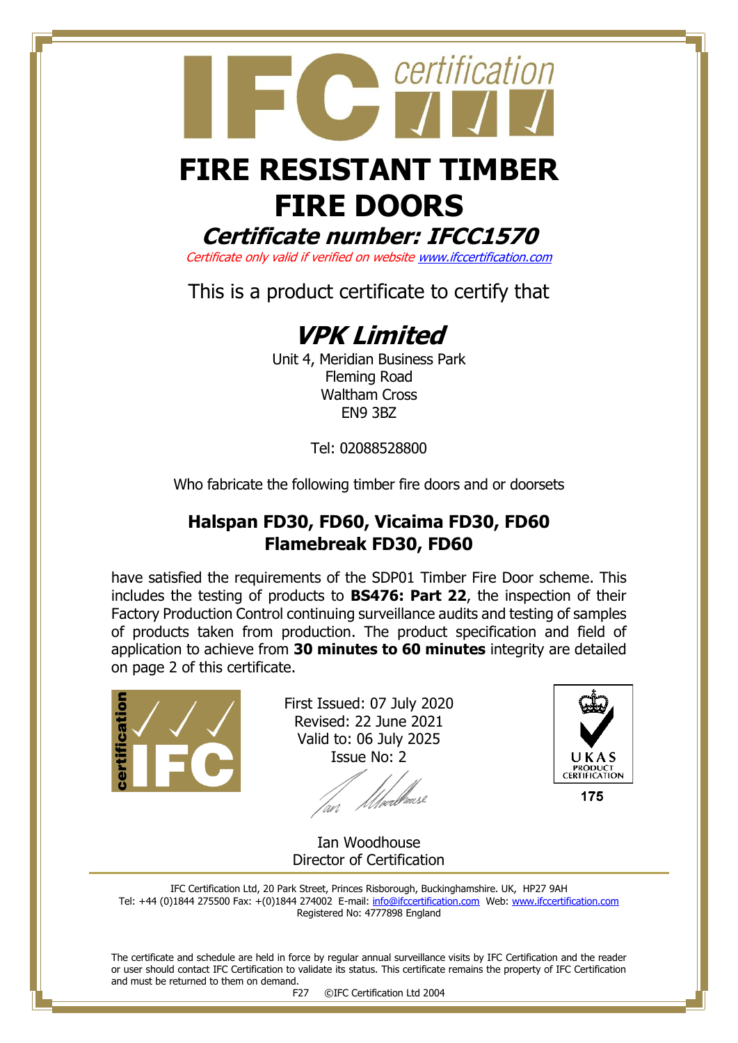# FIRE RESISTANT TIMBER FIRE DOORS

## *Certificate number: IFCC1570*

*Certificate only valid if verified on website www.ifccertification.com*

This is a product certificate to certify that

## *VPK Limited*

Unit 4, Meridian Business Park
Fleming Road
Waltham Cross
EN9 3BZ

Tel: 02088528800

Who fabricate the following timber fire doors and or doorsets

### Halspan FD30, FD60, Vicaima FD30, FD60 Flamebreak FD30, FD60

have satisfied the requirements of the SDP01 Timber Fire Door scheme. This includes the testing of products to **BS476: Part 22**, the inspection of their Factory Production Control continuing surveillance audits and testing of samples of products taken from production. The product specification and field of application to achieve from **30 minutes to 60 minutes** integrity are detailed on page 2 of this certificate.

First Issued: 07 July 2020
Revised: 22 June 2021
Valid to: 06 July 2025
Issue No: 2

UKAS PRODUCT CERTIFICATION
175

Ian Woodhouse
Director of Certification

IFC Certification Ltd, 20 Park Street, Princes Risborough, Buckinghamshire. UK, HP27 9AH
Tel: +44 (0)1844 275500 Fax: +(0)1844 274002 E-mail: info@ifccertification.com Web: www.ifccertification.com
Registered No: 4777898 England

The certificate and schedule are held in force by regular annual surveillance visits by IFC Certification and the reader or user should contact IFC Certification to validate its status. This certificate remains the property of IFC Certification and must be returned to them on demand.

F27 ©IFC Certification Ltd 2004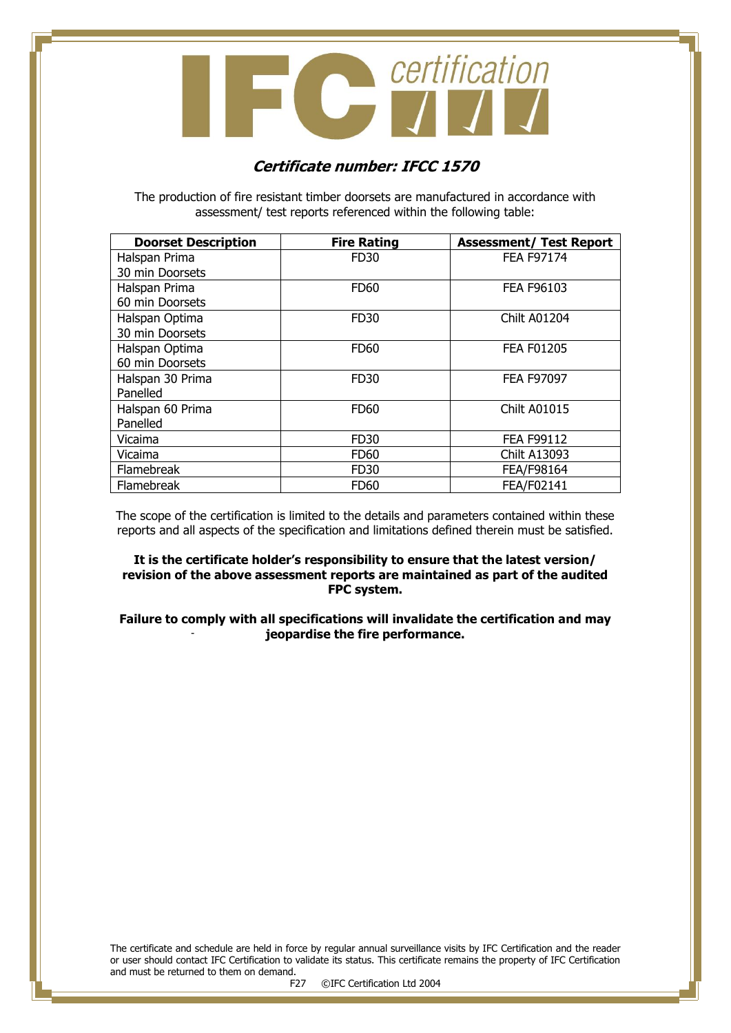## *Certificate number: IFCC 1570*

The production of fire resistant timber doorsets are manufactured in accordance with assessment/ test reports referenced within the following table:

| Doorset Description | Fire Rating | Assessment/ Test Report |
|---|---|---|
| Halspan Prima 30 min Doorsets | FD30 | FEA F97174 |
| Halspan Prima 60 min Doorsets | FD60 | FEA F96103 |
| Halspan Optima 30 min Doorsets | FD30 | Chilt A01204 |
| Halspan Optima 60 min Doorsets | FD60 | FEA F01205 |
| Halspan 30 Prima Panelled | FD30 | FEA F97097 |
| Halspan 60 Prima Panelled | FD60 | Chilt A01015 |
| Vicaima | FD30 | FEA F99112 |
| Vicaima | FD60 | Chilt A13093 |
| Flamebreak | FD30 | FEA/F98164 |
| Flamebreak | FD60 | FEA/F02141 |

The scope of the certification is limited to the details and parameters contained within these reports and all aspects of the specification and limitations defined therein must be satisfied.

**It is the certificate holder's responsibility to ensure that the latest version/ revision of the above assessment reports are maintained as part of the audited FPC system.**

**Failure to comply with all specifications will invalidate the certification and may jeopardise the fire performance.**

The certificate and schedule are held in force by regular annual surveillance visits by IFC Certification and the reader or user should contact IFC Certification to validate its status. This certificate remains the property of IFC Certification and must be returned to them on demand.

F27 ©IFC Certification Ltd 2004